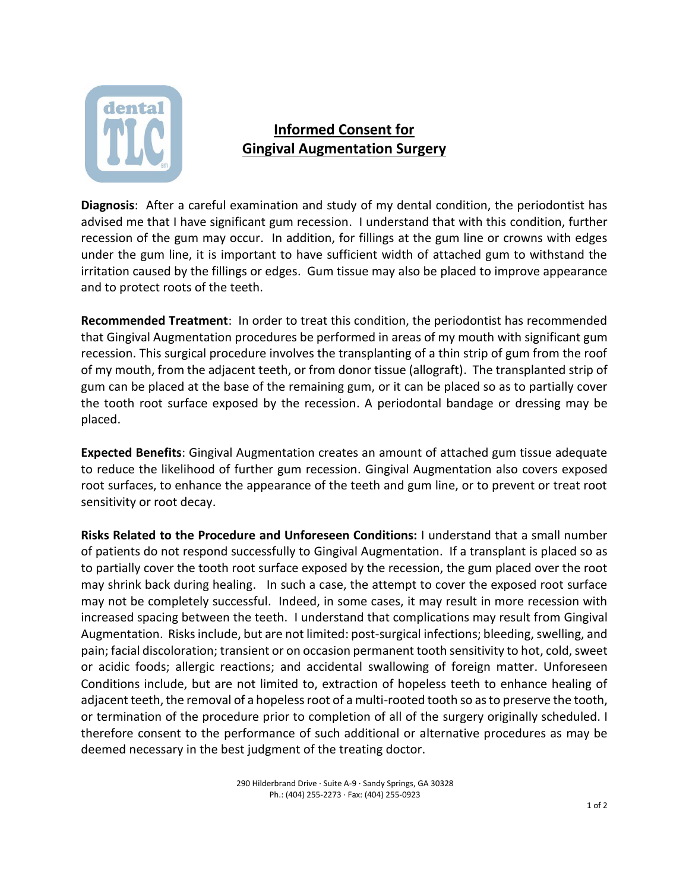# Informed Consent for Gingival Augmentation Surgery

**Diagnosis**: After a careful examination and study of my dental condition, the periodontist has advised me that I have significant gum recession. I understand that with this condition, further recession of the gum may occur. In addition, for fillings at the gum line or crowns with edges under the gum line, it is important to have sufficient width of attached gum to withstand the irritation caused by the fillings or edges. Gum tissue may also be placed to improve appearance and to protect roots of the teeth.

**Recommended Treatment**: In order to treat this condition, the periodontist has recommended that Gingival Augmentation procedures be performed in areas of my mouth with significant gum recession. This surgical procedure involves the transplanting of a thin strip of gum from the roof of my mouth, from the adjacent teeth, or from donor tissue (allograft). The transplanted strip of gum can be placed at the base of the remaining gum, or it can be placed so as to partially cover the tooth root surface exposed by the recession. A periodontal bandage or dressing may be placed.

**Expected Benefits**: Gingival Augmentation creates an amount of attached gum tissue adequate to reduce the likelihood of further gum recession. Gingival Augmentation also covers exposed root surfaces, to enhance the appearance of the teeth and gum line, or to prevent or treat root sensitivity or root decay.

**Risks Related to the Procedure and Unforeseen Conditions:** I understand that a small number of patients do not respond successfully to Gingival Augmentation. If a transplant is placed so as to partially cover the tooth root surface exposed by the recession, the gum placed over the root may shrink back during healing. In such a case, the attempt to cover the exposed root surface may not be completely successful. Indeed, in some cases, it may result in more recession with increased spacing between the teeth. I understand that complications may result from Gingival Augmentation. Risks include, but are not limited: post-surgical infections; bleeding, swelling, and pain; facial discoloration; transient or on occasion permanent tooth sensitivity to hot, cold, sweet or acidic foods; allergic reactions; and accidental swallowing of foreign matter. Unforeseen Conditions include, but are not limited to, extraction of hopeless teeth to enhance healing of adjacent teeth, the removal of a hopeless root of a multi-rooted tooth so as to preserve the tooth, or termination of the procedure prior to completion of all of the surgery originally scheduled. I therefore consent to the performance of such additional or alternative procedures as may be deemed necessary in the best judgment of the treating doctor.

290 Hilderbrand Drive · Suite A-9 · Sandy Springs, GA 30328
Ph.: (404) 255-2273 · Fax: (404) 255-0923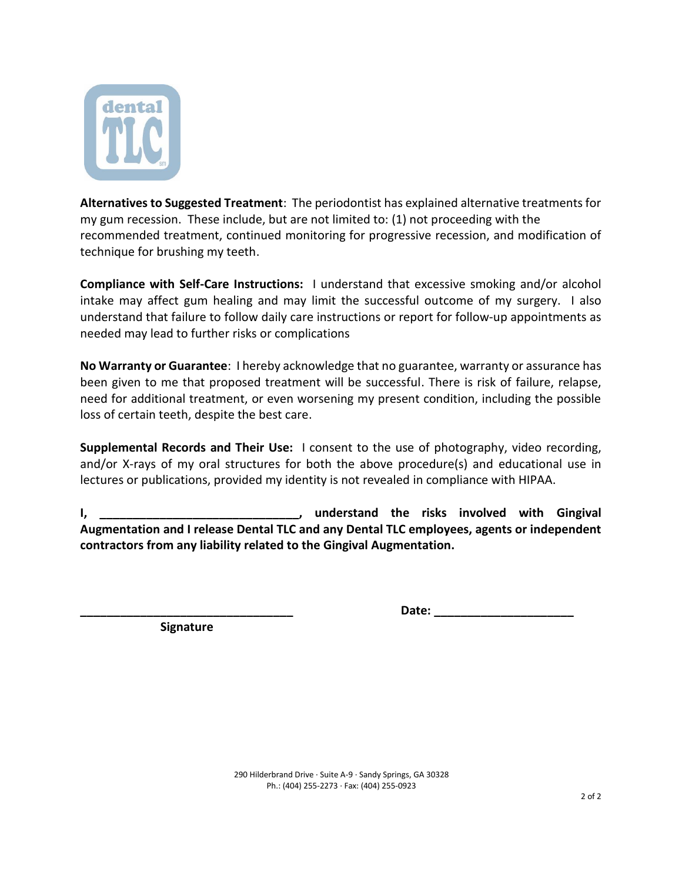**Alternatives to Suggested Treatment**: The periodontist has explained alternative treatments for my gum recession. These include, but are not limited to: (1) not proceeding with the recommended treatment, continued monitoring for progressive recession, and modification of technique for brushing my teeth.

**Compliance with Self-Care Instructions:** I understand that excessive smoking and/or alcohol intake may affect gum healing and may limit the successful outcome of my surgery. I also understand that failure to follow daily care instructions or report for follow-up appointments as needed may lead to further risks or complications

**No Warranty or Guarantee**: I hereby acknowledge that no guarantee, warranty or assurance has been given to me that proposed treatment will be successful. There is risk of failure, relapse, need for additional treatment, or even worsening my present condition, including the possible loss of certain teeth, despite the best care.

**Supplemental Records and Their Use:** I consent to the use of photography, video recording, and/or X-rays of my oral structures for both the above procedure(s) and educational use in lectures or publications, provided my identity is not revealed in compliance with HIPAA.

**I, ______________________________, understand the risks involved with Gingival Augmentation and I release Dental TLC and any Dental TLC employees, agents or independent contractors from any liability related to the Gingival Augmentation.**

**________________________________** **Date: ____________________**

**Signature**

290 Hilderbrand Drive · Suite A-9 · Sandy Springs, GA 30328
Ph.: (404) 255-2273 · Fax: (404) 255-0923